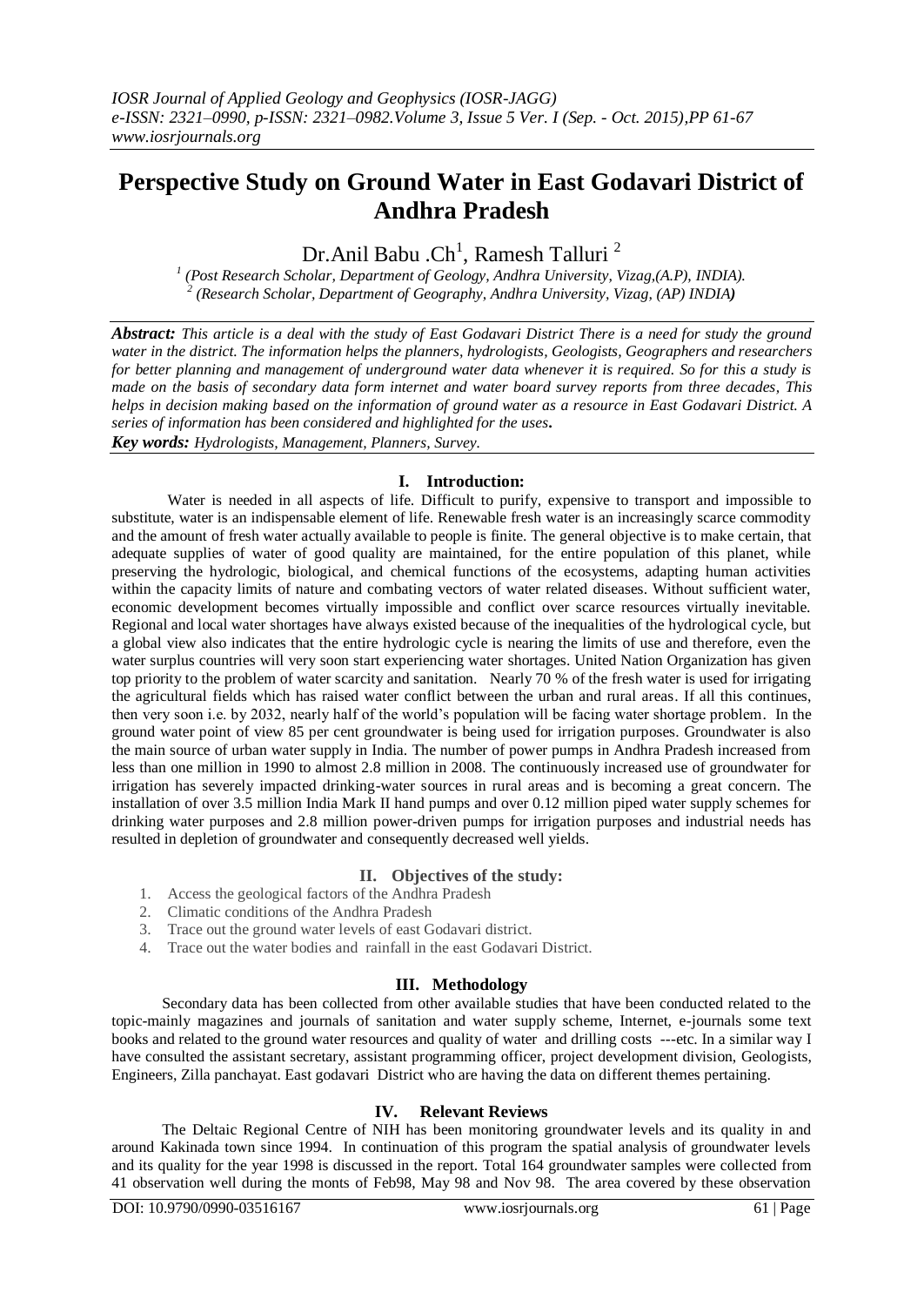# Perspective Study on Ground Water in East Godavari District of Andhra Pradesh

Dr.Anil Babu .Ch[1], Ramesh Talluri [2]

[1] (Post Research Scholar, Department of Geology, Andhra University, Vizag,(A.P), INDIA).
[2] (Research Scholar, Department of Geography, Andhra University, Vizag, (AP) INDIA)

***Abstract:*** *This article is a deal with the study of East Godavari District There is a need for study the ground water in the district. The information helps the planners, hydrologists, Geologists, Geographers and researchers for better planning and management of underground water data whenever it is required. So for this a study is made on the basis of secondary data form internet and water board survey reports from three decades, This helps in decision making based on the information of ground water as a resource in East Godavari District. A series of information has been considered and highlighted for the uses.*

***Key words:*** *Hydrologists, Management, Planners, Survey.*

## I. Introduction:

Water is needed in all aspects of life. Difficult to purify, expensive to transport and impossible to substitute, water is an indispensable element of life. Renewable fresh water is an increasingly scarce commodity and the amount of fresh water actually available to people is finite. The general objective is to make certain, that adequate supplies of water of good quality are maintained, for the entire population of this planet, while preserving the hydrologic, biological, and chemical functions of the ecosystems, adapting human activities within the capacity limits of nature and combating vectors of water related diseases. Without sufficient water, economic development becomes virtually impossible and conflict over scarce resources virtually inevitable. Regional and local water shortages have always existed because of the inequalities of the hydrological cycle, but a global view also indicates that the entire hydrologic cycle is nearing the limits of use and therefore, even the water surplus countries will very soon start experiencing water shortages. United Nation Organization has given top priority to the problem of water scarcity and sanitation. Nearly 70 % of the fresh water is used for irrigating the agricultural fields which has raised water conflict between the urban and rural areas. If all this continues, then very soon i.e. by 2032, nearly half of the world's population will be facing water shortage problem. In the ground water point of view 85 per cent groundwater is being used for irrigation purposes. Groundwater is also the main source of urban water supply in India. The number of power pumps in Andhra Pradesh increased from less than one million in 1990 to almost 2.8 million in 2008. The continuously increased use of groundwater for irrigation has severely impacted drinking-water sources in rural areas and is becoming a great concern. The installation of over 3.5 million India Mark II hand pumps and over 0.12 million piped water supply schemes for drinking water purposes and 2.8 million power-driven pumps for irrigation purposes and industrial needs has resulted in depletion of groundwater and consequently decreased well yields.

## II. Objectives of the study:

1. Access the geological factors of the Andhra Pradesh
2. Climatic conditions of the Andhra Pradesh
3. Trace out the ground water levels of east Godavari district.
4. Trace out the water bodies and rainfall in the east Godavari District.

## III. Methodology

Secondary data has been collected from other available studies that have been conducted related to the topic-mainly magazines and journals of sanitation and water supply scheme, Internet, e-journals some text books and related to the ground water resources and quality of water and drilling costs ---etc. In a similar way I have consulted the assistant secretary, assistant programming officer, project development division, Geologists, Engineers, Zilla panchayat. East godavari District who are having the data on different themes pertaining.

## IV. Relevant Reviews

The Deltaic Regional Centre of NIH has been monitoring groundwater levels and its quality in and around Kakinada town since 1994. In continuation of this program the spatial analysis of groundwater levels and its quality for the year 1998 is discussed in the report. Total 164 groundwater samples were collected from 41 observation well during the monts of Feb98, May 98 and Nov 98. The area covered by these observation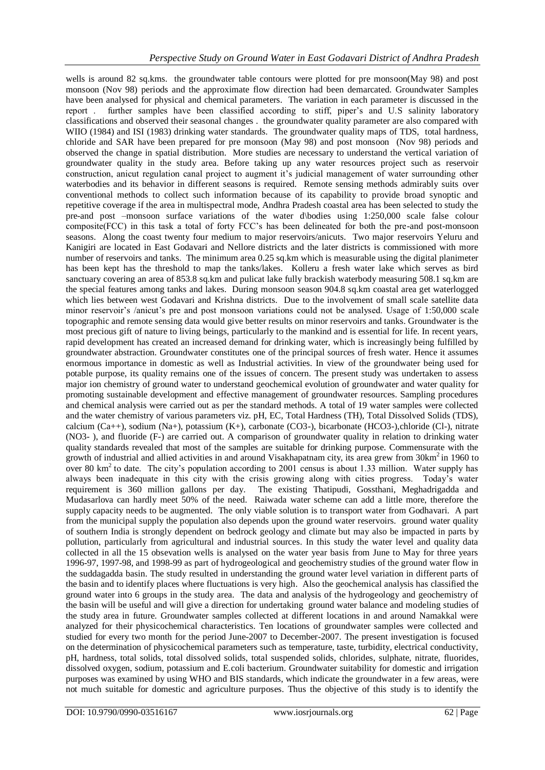wells is around 82 sq.kms. the groundwater table contours were plotted for pre monsoon(May 98) and post monsoon (Nov 98) periods and the approximate flow direction had been demarcated. Groundwater Samples have been analysed for physical and chemical parameters. The variation in each parameter is discussed in the report . further samples have been classified according to stiff, piper's and U.S salinity laboratory classifications and observed their seasonal changes . the groundwater quality parameter are also compared with WIIO (1984) and ISI (1983) drinking water standards. The groundwater quality maps of TDS, total hardness, chloride and SAR have been prepared for pre monsoon (May 98) and post monsoon (Nov 98) periods and observed the change in spatial distribution. More studies are necessary to understand the vertical variation of groundwater quality in the study area. Before taking up any water resources project such as reservoir construction, anicut regulation canal project to augment it's judicial management of water surrounding other waterbodies and its behavior in different seasons is required. Remote sensing methods admirably suits over conventional methods to collect such information because of its capability to provide broad synoptic and repetitive coverage if the area in multispectral mode, Andhra Pradesh coastal area has been selected to study the pre-and post –monsoon surface variations of the water d\bodies using 1:250,000 scale false colour composite(FCC) in this task a total of forty FCC's has been delineated for both the pre-and post-monsoon seasons. Along the coast twenty four medium to major reservoirs/anicuts. Two major reservoirs Yeluru and Kanigiri are located in East Godavari and Nellore districts and the later districts is commissioned with more number of reservoirs and tanks. The minimum area 0.25 sq.km which is measurable using the digital planimeter has been kept has the threshold to map the tanks/lakes. Kolleru a fresh water lake which serves as bird sanctuary covering an area of 853.8 sq.km and pulicat lake fully brackish waterbody measuring 508.1 sq.km are the special features among tanks and lakes. During monsoon season 904.8 sq.km coastal area get waterlogged which lies between west Godavari and Krishna districts. Due to the involvement of small scale satellite data minor reservoir's /anicut's pre and post monsoon variations could not be analysed. Usage of 1:50,000 scale topographic and remote sensing data would give better results on minor reservoirs and tanks. Groundwater is the most precious gift of nature to living beings, particularly to the mankind and is essential for life. In recent years, rapid development has created an increased demand for drinking water, which is increasingly being fulfilled by groundwater abstraction. Groundwater constitutes one of the principal sources of fresh water. Hence it assumes enormous importance in domestic as well as Industrial activities. In view of the groundwater being used for potable purpose, its quality remains one of the issues of concern. The present study was undertaken to assess major ion chemistry of ground water to understand geochemical evolution of groundwater and water quality for promoting sustainable development and effective management of groundwater resources. Sampling procedures and chemical analysis were carried out as per the standard methods. A total of 19 water samples were collected and the water chemistry of various parameters viz. pH, EC, Total Hardness (TH), Total Dissolved Solids (TDS), calcium ($Ca^{++}$), sodium ($Na^{+}$), potassium ($K^{+}$), carbonate ($CO_3^{-}$), bicarbonate ($HCO_3^{-}$),chloride ($Cl^{-}$), nitrate ($NO_3^{-}$ ), and fluoride ($F^{-}$) are carried out. A comparison of groundwater quality in relation to drinking water quality standards revealed that most of the samples are suitable for drinking purpose. Commensurate with the growth of industrial and allied activities in and around Visakhapatnam city, its area grew from 30km$^2$ in 1960 to over 80 km$^2$ to date. The city's population according to 2001 census is about 1.33 million. Water supply has always been inadequate in this city with the crisis growing along with cities progress. Today's water requirement is 360 million gallons per day. The existing Thatipudi, Gossthani, Meghadrigadda and Mudasarlova can hardly meet 50% of the need. Raiwada water scheme can add a little more, therefore the supply capacity needs to be augmented. The only viable solution is to transport water from Godhavari. A part from the municipal supply the population also depends upon the ground water reservoirs. ground water quality of southern India is strongly dependent on bedrock geology and climate but may also be impacted in parts by pollution, particularly from agricultural and industrial sources. In this study the water level and quality data collected in all the 15 obsevation wells is analysed on the water year basis from June to May for three years 1996-97, 1997-98, and 1998-99 as part of hydrogeological and geochemistry studies of the ground water flow in the suddagadda basin. The study resulted in understanding the ground water level variation in different parts of the basin and to identify places where fluctuations is very high. Also the geochemical analysis has classified the ground water into 6 groups in the study area. The data and analysis of the hydrogeology and geochemistry of the basin will be useful and will give a direction for undertaking ground water balance and modeling studies of the study area in future. Groundwater samples collected at different locations in and around Namakkal were analyzed for their physicochemical characteristics. Ten locations of groundwater samples were collected and studied for every two month for the period June-2007 to December-2007. The present investigation is focused on the determination of physicochemical parameters such as temperature, taste, turbidity, electrical conductivity, pH, hardness, total solids, total dissolved solids, total suspended solids, chlorides, sulphate, nitrate, fluorides, dissolved oxygen, sodium, potassium and E.coli bacterium. Groundwater suitability for domestic and irrigation purposes was examined by using WHO and BIS standards, which indicate the groundwater in a few areas, were not much suitable for domestic and agriculture purposes. Thus the objective of this study is to identify the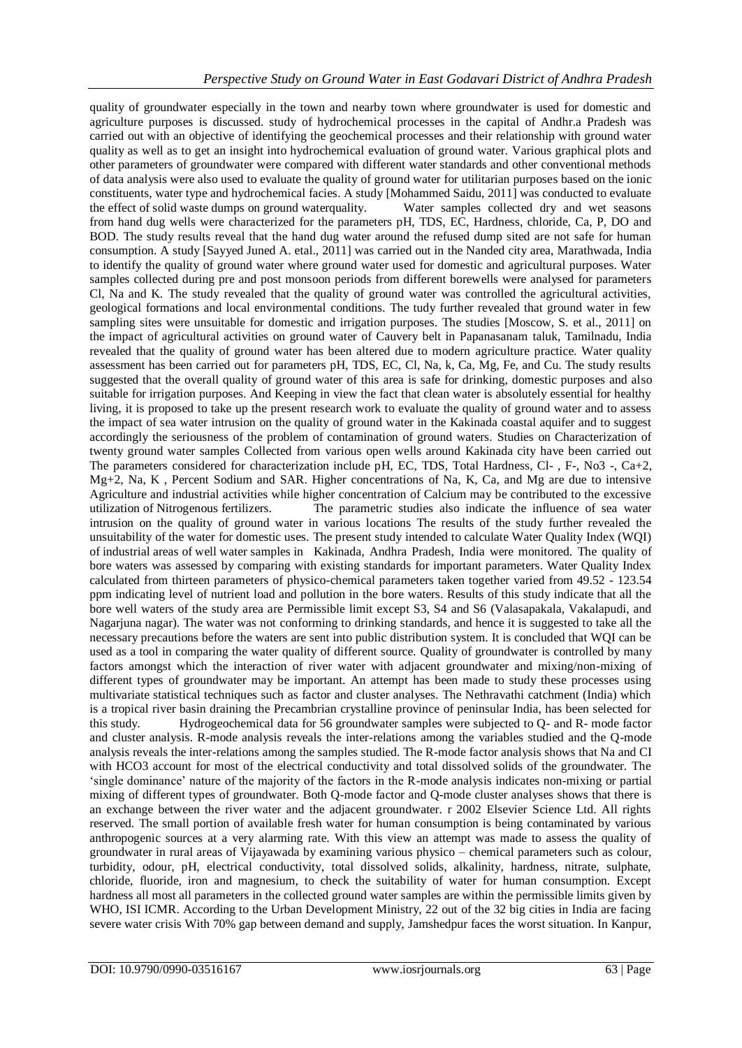quality of groundwater especially in the town and nearby town where groundwater is used for domestic and agriculture purposes is discussed. study of hydrochemical processes in the capital of Andhr.a Pradesh was carried out with an objective of identifying the geochemical processes and their relationship with ground water quality as well as to get an insight into hydrochemical evaluation of ground water. Various graphical plots and other parameters of groundwater were compared with different water standards and other conventional methods of data analysis were also used to evaluate the quality of ground water for utilitarian purposes based on the ionic constituents, water type and hydrochemical facies. A study [Mohammed Saidu, 2011] was conducted to evaluate the effect of solid waste dumps on ground waterquality. Water samples collected dry and wet seasons from hand dug wells were characterized for the parameters pH, TDS, EC, Hardness, chloride, Ca, P, DO and BOD. The study results reveal that the hand dug water around the refused dump sited are not safe for human consumption. A study [Sayyed Juned A. etal., 2011] was carried out in the Nanded city area, Marathwada, India to identify the quality of ground water where ground water used for domestic and agricultural purposes. Water samples collected during pre and post monsoon periods from different borewells were analysed for parameters Cl, Na and K. The study revealed that the quality of ground water was controlled the agricultural activities, geological formations and local environmental conditions. The tudy further revealed that ground water in few sampling sites were unsuitable for domestic and irrigation purposes. The studies [Moscow, S. et al., 2011] on the impact of agricultural activities on ground water of Cauvery belt in Papanasanam taluk, Tamilnadu, India revealed that the quality of ground water has been altered due to modern agriculture practice. Water quality assessment has been carried out for parameters pH, TDS, EC, Cl, Na, k, Ca, Mg, Fe, and Cu. The study results suggested that the overall quality of ground water of this area is safe for drinking, domestic purposes and also suitable for irrigation purposes. And Keeping in view the fact that clean water is absolutely essential for healthy living, it is proposed to take up the present research work to evaluate the quality of ground water and to assess the impact of sea water intrusion on the quality of ground water in the Kakinada coastal aquifer and to suggest accordingly the seriousness of the problem of contamination of ground waters. Studies on Characterization of twenty ground water samples Collected from various open wells around Kakinada city have been carried out The parameters considered for characterization include pH, EC, TDS, Total Hardness, $Cl^-$ , $F^-$, $NO_3^-$, $Ca^{+2}$, $Mg^{+2}$, Na, K , Percent Sodium and SAR. Higher concentrations of Na, K, Ca, and Mg are due to intensive Agriculture and industrial activities while higher concentration of Calcium may be contributed to the excessive utilization of Nitrogenous fertilizers. The parametric studies also indicate the influence of sea water intrusion on the quality of ground water in various locations The results of the study further revealed the unsuitability of the water for domestic uses. The present study intended to calculate Water Quality Index (WQI) of industrial areas of well water samples in Kakinada, Andhra Pradesh, India were monitored. The quality of bore waters was assessed by comparing with existing standards for important parameters. Water Quality Index calculated from thirteen parameters of physico-chemical parameters taken together varied from 49.52 - 123.54 ppm indicating level of nutrient load and pollution in the bore waters. Results of this study indicate that all the bore well waters of the study area are Permissible limit except S3, S4 and S6 (Valasapakala, Vakalapudi, and Nagarjuna nagar). The water was not conforming to drinking standards, and hence it is suggested to take all the necessary precautions before the waters are sent into public distribution system. It is concluded that WQI can be used as a tool in comparing the water quality of different source. Quality of groundwater is controlled by many factors amongst which the interaction of river water with adjacent groundwater and mixing/non-mixing of different types of groundwater may be important. An attempt has been made to study these processes using multivariate statistical techniques such as factor and cluster analyses. The Nethravathi catchment (India) which is a tropical river basin draining the Precambrian crystalline province of peninsular India, has been selected for this study. Hydrogeochemical data for 56 groundwater samples were subjected to Q- and R- mode factor and cluster analysis. R-mode analysis reveals the inter-relations among the variables studied and the Q-mode analysis reveals the inter-relations among the samples studied. The R-mode factor analysis shows that Na and CI with $HCO_3$ account for most of the electrical conductivity and total dissolved solids of the groundwater. The 'single dominance' nature of the majority of the factors in the R-mode analysis indicates non-mixing or partial mixing of different types of groundwater. Both Q-mode factor and Q-mode cluster analyses shows that there is an exchange between the river water and the adjacent groundwater. r 2002 Elsevier Science Ltd. All rights reserved. The small portion of available fresh water for human consumption is being contaminated by various anthropogenic sources at a very alarming rate. With this view an attempt was made to assess the quality of groundwater in rural areas of Vijayawada by examining various physico – chemical parameters such as colour, turbidity, odour, pH, electrical conductivity, total dissolved solids, alkalinity, hardness, nitrate, sulphate, chloride, fluoride, iron and magnesium, to check the suitability of water for human consumption. Except hardness all most all parameters in the collected ground water samples are within the permissible limits given by WHO, ISI ICMR. According to the Urban Development Ministry, 22 out of the 32 big cities in India are facing severe water crisis With 70% gap between demand and supply, Jamshedpur faces the worst situation. In Kanpur,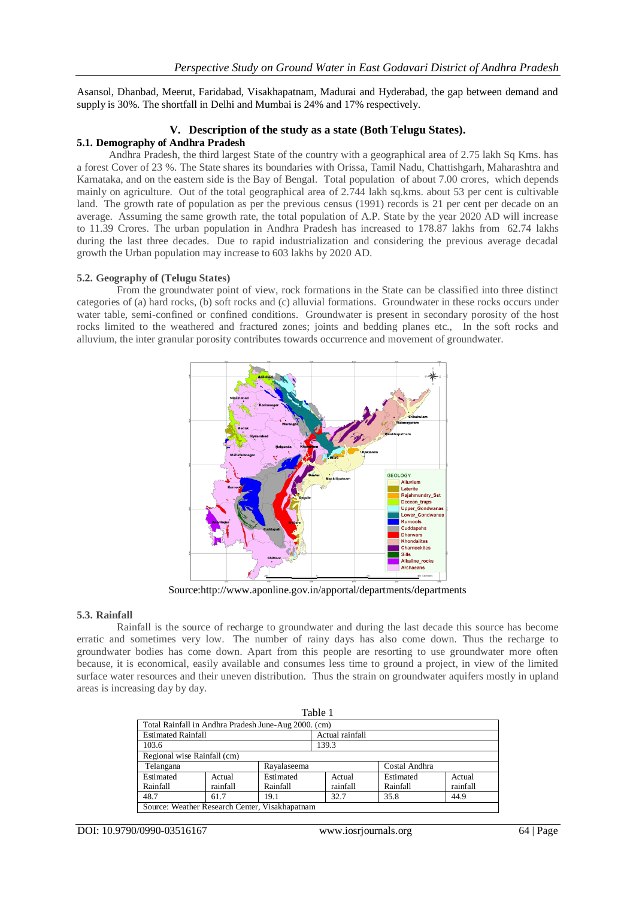Asansol, Dhanbad, Meerut, Faridabad, Visakhapatnam, Madurai and Hyderabad, the gap between demand and supply is 30%. The shortfall in Delhi and Mumbai is 24% and 17% respectively.

## V. Description of the study as a state (Both Telugu States).

### 5.1. Demography of Andhra Pradesh

Andhra Pradesh, the third largest State of the country with a geographical area of 2.75 lakh Sq Kms. has a forest Cover of 23 %. The State shares its boundaries with Orissa, Tamil Nadu, Chattishgarh, Maharashtra and Karnataka, and on the eastern side is the Bay of Bengal. Total population of about 7.00 crores, which depends mainly on agriculture. Out of the total geographical area of 2.744 lakh sq.kms. about 53 per cent is cultivable land. The growth rate of population as per the previous census (1991) records is 21 per cent per decade on an average. Assuming the same growth rate, the total population of A.P. State by the year 2020 AD will increase to 11.39 Crores. The urban population in Andhra Pradesh has increased to 178.87 lakhs from 62.74 lakhs during the last three decades. Due to rapid industrialization and considering the previous average decadal growth the Urban population may increase to 603 lakhs by 2020 AD.

### 5.2. Geography of (Telugu States)

From the groundwater point of view, rock formations in the State can be classified into three distinct categories of (a) hard rocks, (b) soft rocks and (c) alluvial formations. Groundwater in these rocks occurs under water table, semi-confined or confined conditions. Groundwater is present in secondary porosity of the host rocks limited to the weathered and fractured zones; joints and bedding planes etc., In the soft rocks and alluvium, the inter granular porosity contributes towards occurrence and movement of groundwater.

Source:http://www.aponline.gov.in/apportal/departments/departments

### 5.3. Rainfall

Rainfall is the source of recharge to groundwater and during the last decade this source has become erratic and sometimes very low. The number of rainy days has also come down. Thus the recharge to groundwater bodies has come down. Apart from this people are resorting to use groundwater more often because, it is economical, easily available and consumes less time to ground a project, in view of the limited surface water resources and their uneven distribution. Thus the strain on groundwater aquifers mostly in upland areas is increasing day by day.

Table 1

| Total Rainfall in Andhra Pradesh June-Aug 2000. (cm) | | | | | |
|---|---|---|---|---|---|
| Estimated Rainfall | | | Actual rainfall | | |
| 103.6 | | | 139.3 | | |
| Regional wise Rainfall (cm) | | | | | |
| Telangana | | Rayalaseema | | Costal Andhra | |
| Estimated Rainfall | Actual rainfall | Estimated Rainfall | Actual rainfall | Estimated Rainfall | Actual rainfall |
| 48.7 | 61.7 | 19.1 | 32.7 | 35.8 | 44.9 |
| Source: Weather Research Center, Visakhapatnam | | | | | |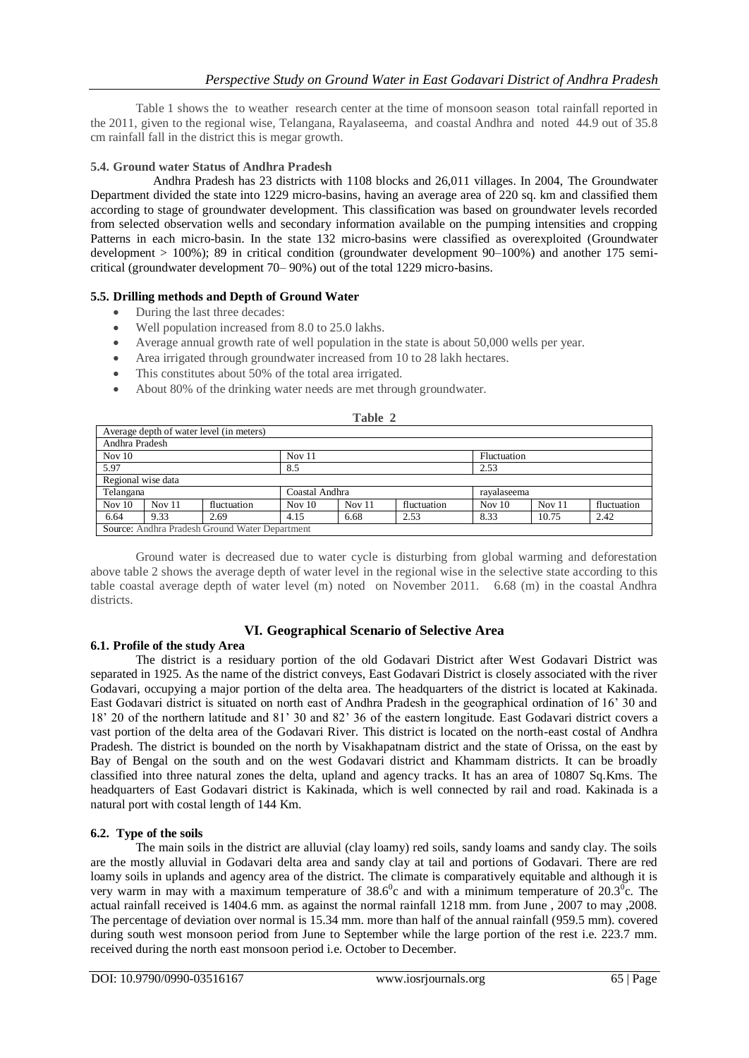Table 1 shows the to weather research center at the time of monsoon season total rainfall reported in the 2011, given to the regional wise, Telangana, Rayalaseema, and coastal Andhra and noted 44.9 out of 35.8 cm rainfall fall in the district this is megar growth.

### 5.4. Ground water Status of Andhra Pradesh

Andhra Pradesh has 23 districts with 1108 blocks and 26,011 villages. In 2004, The Groundwater Department divided the state into 1229 micro-basins, having an average area of 220 sq. km and classified them according to stage of groundwater development. This classification was based on groundwater levels recorded from selected observation wells and secondary information available on the pumping intensities and cropping Patterns in each micro-basin. In the state 132 micro-basins were classified as overexploited (Groundwater development > 100%); 89 in critical condition (groundwater development 90–100%) and another 175 semi-critical (groundwater development 70– 90%) out of the total 1229 micro-basins.

### 5.5. Drilling methods and Depth of Ground Water

- During the last three decades:
- Well population increased from 8.0 to 25.0 lakhs.
- Average annual growth rate of well population in the state is about 50,000 wells per year.
- Area irrigated through groundwater increased from 10 to 28 lakh hectares.
- This constitutes about 50% of the total area irrigated.
- About 80% of the drinking water needs are met through groundwater.

**Table 2**

| Average depth of water level (in meters) | | | | | | | | |
|---|---|---|---|---|---|---|---|---|
| Andhra Pradesh | | | | | | | | |
| Nov 10 | | | Nov 11 | | | Fluctuation | | |
| 5.97 | | | 8.5 | | | 2.53 | | |
| Regional wise data | | | | | | | | |
| Telangana | | | Coastal Andhra | | | rayalaseema | | |
| Nov 10 | Nov 11 | fluctuation | Nov 10 | Nov 11 | fluctuation | Nov 10 | Nov 11 | fluctuation |
| 6.64 | 9.33 | 2.69 | 4.15 | 6.68 | 2.53 | 8.33 | 10.75 | 2.42 |
| Source: Andhra Pradesh Ground Water Department | | | | | | | | |

Ground water is decreased due to water cycle is disturbing from global warming and deforestation above table 2 shows the average depth of water level in the regional wise in the selective state according to this table coastal average depth of water level (m) noted on November 2011. 6.68 (m) in the coastal Andhra districts.

## VI. Geographical Scenario of Selective Area

### 6.1. Profile of the study Area

The district is a residuary portion of the old Godavari District after West Godavari District was separated in 1925. As the name of the district conveys, East Godavari District is closely associated with the river Godavari, occupying a major portion of the delta area. The headquarters of the district is located at Kakinada. East Godavari district is situated on north east of Andhra Pradesh in the geographical ordination of 16' 30 and 18' 20 of the northern latitude and 81' 30 and 82' 36 of the eastern longitude. East Godavari district covers a vast portion of the delta area of the Godavari River. This district is located on the north-east costal of Andhra Pradesh. The district is bounded on the north by Visakhapatnam district and the state of Orissa, on the east by Bay of Bengal on the south and on the west Godavari district and Khammam districts. It can be broadly classified into three natural zones the delta, upland and agency tracks. It has an area of 10807 Sq.Kms. The headquarters of East Godavari district is Kakinada, which is well connected by rail and road. Kakinada is a natural port with costal length of 144 Km.

### 6.2. Type of the soils

The main soils in the district are alluvial (clay loamy) red soils, sandy loams and sandy clay. The soils are the mostly alluvial in Godavari delta area and sandy clay at tail and portions of Godavari. There are red loamy soils in uplands and agency area of the district. The climate is comparatively equitable and although it is very warm in may with a maximum temperature of $38.6^0$c and with a minimum temperature of $20.3^0$c. The actual rainfall received is 1404.6 mm. as against the normal rainfall 1218 mm. from June , 2007 to may ,2008. The percentage of deviation over normal is 15.34 mm. more than half of the annual rainfall (959.5 mm). covered during south west monsoon period from June to September while the large portion of the rest i.e. 223.7 mm. received during the north east monsoon period i.e. October to December.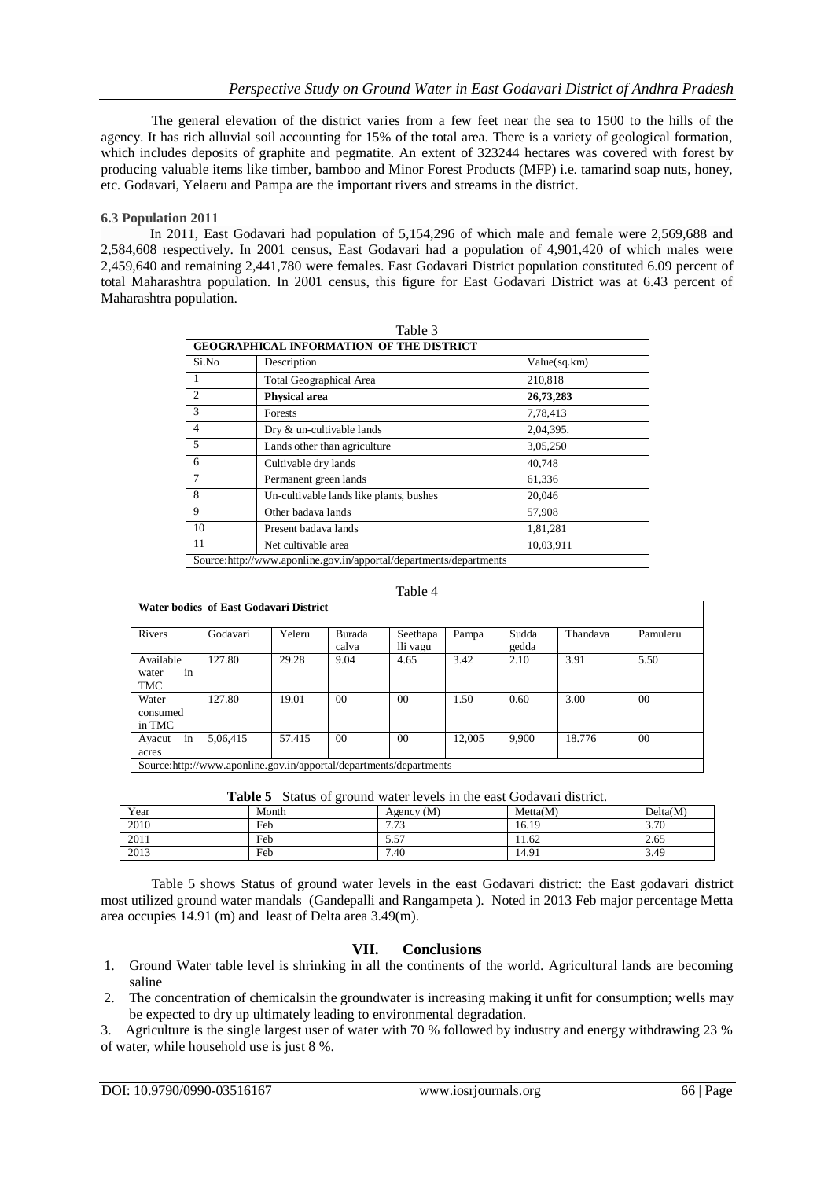The general elevation of the district varies from a few feet near the sea to 1500 to the hills of the agency. It has rich alluvial soil accounting for 15% of the total area. There is a variety of geological formation, which includes deposits of graphite and pegmatite. An extent of 323244 hectares was covered with forest by producing valuable items like timber, bamboo and Minor Forest Products (MFP) i.e. tamarind soap nuts, honey, etc. Godavari, Yelaeru and Pampa are the important rivers and streams in the district.

### 6.3 Population 2011

In 2011, East Godavari had population of 5,154,296 of which male and female were 2,569,688 and 2,584,608 respectively. In 2001 census, East Godavari had a population of 4,901,420 of which males were 2,459,640 and remaining 2,441,780 were females. East Godavari District population constituted 6.09 percent of total Maharashtra population. In 2001 census, this figure for East Godavari District was at 6.43 percent of Maharashtra population.

Table 3

| GEOGRAPHICAL INFORMATION OF THE DISTRICT | | |
|---|---|---|
| Si.No | Description | Value(sq.km) |
| 1 | Total Geographical Area | 210,818 |
| 2 | **Physical area** | **26,73,283** |
| 3 | Forests | 7,78,413 |
| 4 | Dry & un-cultivable lands | 2,04,395. |
| 5 | Lands other than agriculture | 3,05,250 |
| 6 | Cultivable dry lands | 40,748 |
| 7 | Permanent green lands | 61,336 |
| 8 | Un-cultivable lands like plants, bushes | 20,046 |
| 9 | Other badava lands | 57,908 |
| 10 | Present badava lands | 1,81,281 |
| 11 | Net cultivable area | 10,03,911 |
| Source:http://www.aponline.gov.in/apportal/departments/departments | | |

Table 4

| Water bodies of East Godavari District | | | | | | | | |
|---|---|---|---|---|---|---|---|---|
| Rivers | Godavari | Yeleru | Burada calva | Seethapa lli vagu | Pampa | Sudda gedda | Thandava | Pamuleru |
| Available water in TMC | 127.80 | 29.28 | 9.04 | 4.65 | 3.42 | 2.10 | 3.91 | 5.50 |
| Water consumed in TMC | 127.80 | 19.01 | 00 | 00 | 1.50 | 0.60 | 3.00 | 00 |
| Ayacut in acres | 5,06,415 | 57.415 | 00 | 00 | 12,005 | 9,900 | 18.776 | 00 |
| Source:http://www.aponline.gov.in/apportal/departments/departments | | | | | | | | |

**Table 5** Status of ground water levels in the east Godavari district.

| Year | Month | Agency (M) | Metta(M) | Delta(M) |
|---|---|---|---|---|
| 2010 | Feb | 7.73 | 16.19 | 3.70 |
| 2011 | Feb | 5.57 | 11.62 | 2.65 |
| 2013 | Feb | 7.40 | 14.91 | 3.49 |

Table 5 shows Status of ground water levels in the east Godavari district: the East godavari district most utilized ground water mandals (Gandepalli and Rangampeta ). Noted in 2013 Feb major percentage Metta area occupies 14.91 (m) and least of Delta area 3.49(m).

## VII. Conclusions

1. Ground Water table level is shrinking in all the continents of the world. Agricultural lands are becoming saline
2. The concentration of chemicalsin the groundwater is increasing making it unfit for consumption; wells may be expected to dry up ultimately leading to environmental degradation.
3. Agriculture is the single largest user of water with 70 % followed by industry and energy withdrawing 23 % of water, while household use is just 8 %.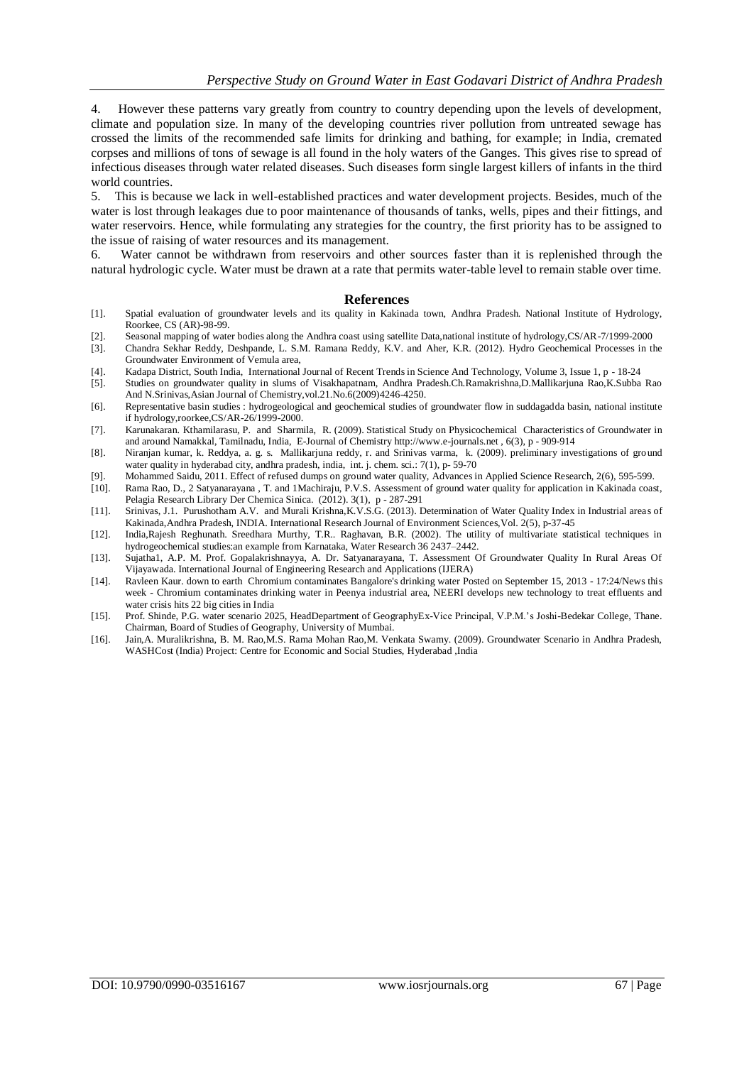4. However these patterns vary greatly from country to country depending upon the levels of development, climate and population size. In many of the developing countries river pollution from untreated sewage has crossed the limits of the recommended safe limits for drinking and bathing, for example; in India, cremated corpses and millions of tons of sewage is all found in the holy waters of the Ganges. This gives rise to spread of infectious diseases through water related diseases. Such diseases form single largest killers of infants in the third world countries.

5. This is because we lack in well-established practices and water development projects. Besides, much of the water is lost through leakages due to poor maintenance of thousands of tanks, wells, pipes and their fittings, and water reservoirs. Hence, while formulating any strategies for the country, the first priority has to be assigned to the issue of raising of water resources and its management.

6. Water cannot be withdrawn from reservoirs and other sources faster than it is replenished through the natural hydrologic cycle. Water must be drawn at a rate that permits water-table level to remain stable over time.

## References

[1]. Spatial evaluation of groundwater levels and its quality in Kakinada town, Andhra Pradesh. National Institute of Hydrology, Roorkee, CS (AR)-98-99.

[2]. Seasonal mapping of water bodies along the Andhra coast using satellite Data,national institute of hydrology,CS/AR-7/1999-2000

[3]. Chandra Sekhar Reddy, Deshpande, L. S.M. Ramana Reddy, K.V. and Aher, K.R. (2012). Hydro Geochemical Processes in the Groundwater Environment of Vemula area,

[4]. Kadapa District, South India, International Journal of Recent Trends in Science And Technology, Volume 3, Issue 1, p - 18-24

[5]. Studies on groundwater quality in slums of Visakhapatnam, Andhra Pradesh.Ch.Ramakrishna,D.Mallikarjuna Rao,K.Subba Rao And N.Srinivas,Asian Journal of Chemistry,vol.21.No.6(2009)4246-4250.

[6]. Representative basin studies : hydrogeological and geochemical studies of groundwater flow in suddagadda basin, national institute if hydrology,roorkee,CS/AR-26/1999-2000.

[7]. Karunakaran. Kthamilarasu, P. and Sharmila, R. (2009). Statistical Study on Physicochemical Characteristics of Groundwater in and around Namakkal, Tamilnadu, India, E-Journal of Chemistry http://www.e-journals.net , 6(3), p - 909-914

[8]. Niranjan kumar, k. Reddya, a. g. s. Mallikarjuna reddy, r. and Srinivas varma, k. (2009). preliminary investigations of ground water quality in hyderabad city, andhra pradesh, india, int. j. chem. sci.: 7(1), p- 59-70

[9]. Mohammed Saidu, 2011. Effect of refused dumps on ground water quality, Advances in Applied Science Research, 2(6), 595-599.

[10]. Rama Rao, D., 2 Satyanarayana , T. and 1Machiraju, P.V.S. Assessment of ground water quality for application in Kakinada coast, Pelagia Research Library Der Chemica Sinica. (2012). 3(1), p - 287-291

[11]. Srinivas, J.1. Purushotham A.V. and Murali Krishna,K.V.S.G. (2013). Determination of Water Quality Index in Industrial areas of Kakinada,Andhra Pradesh, INDIA. International Research Journal of Environment Sciences,Vol. 2(5), p-37-45

[12]. India,Rajesh Reghunath. Sreedhara Murthy, T.R.. Raghavan, B.R. (2002). The utility of multivariate statistical techniques in hydrogeochemical studies:an example from Karnataka, Water Research 36 2437–2442.

[13]. Sujatha1, A.P. M. Prof. Gopalakrishnayya, A. Dr. Satyanarayana, T. Assessment Of Groundwater Quality In Rural Areas Of Vijayawada. International Journal of Engineering Research and Applications (IJERA)

[14]. Ravleen Kaur. down to earth Chromium contaminates Bangalore's drinking water Posted on September 15, 2013 - 17:24/News this week - Chromium contaminates drinking water in Peenya industrial area, NEERI develops new technology to treat effluents and water crisis hits 22 big cities in India

[15]. Prof. Shinde, P.G. water scenario 2025, HeadDepartment of GeographyEx-Vice Principal, V.P.M.'s Joshi-Bedekar College, Thane. Chairman, Board of Studies of Geography, University of Mumbai.

[16]. Jain,A. Muralikrishna, B. M. Rao,M.S. Rama Mohan Rao,M. Venkata Swamy. (2009). Groundwater Scenario in Andhra Pradesh, WASHCost (India) Project: Centre for Economic and Social Studies, Hyderabad ,India